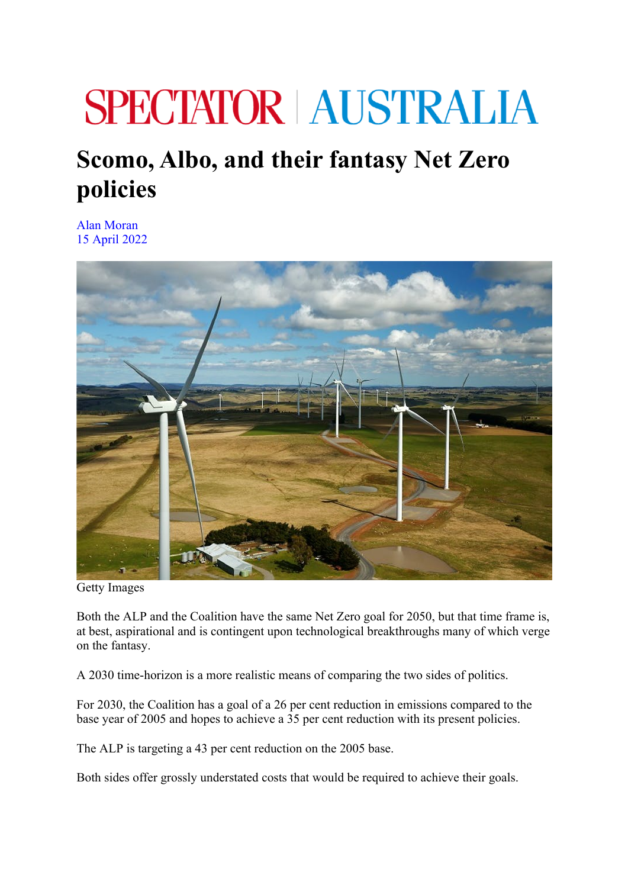# SPECTATOR | AUSTRALIA

# Scomo, Albo, and their fantasy Net Zero policies

Alan Moran
15 April 2022

Getty Images

Both the ALP and the Coalition have the same Net Zero goal for 2050, but that time frame is, at best, aspirational and is contingent upon technological breakthroughs many of which verge on the fantasy.

A 2030 time-horizon is a more realistic means of comparing the two sides of politics.

For 2030, the Coalition has a goal of a 26 per cent reduction in emissions compared to the base year of 2005 and hopes to achieve a 35 per cent reduction with its present policies.

The ALP is targeting a 43 per cent reduction on the 2005 base.

Both sides offer grossly understated costs that would be required to achieve their goals.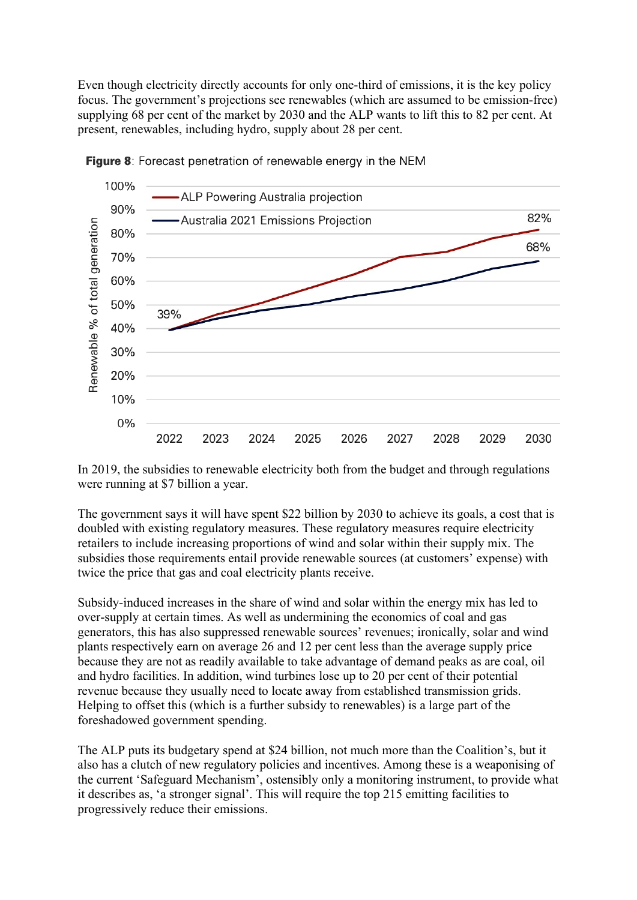Even though electricity directly accounts for only one-third of emissions, it is the key policy focus. The government's projections see renewables (which are assumed to be emission-free) supplying 68 per cent of the market by 2030 and the ALP wants to lift this to 82 per cent. At present, renewables, including hydro, supply about 28 per cent.

**Figure 8**: Forecast penetration of renewable energy in the NEM

In 2019, the subsidies to renewable electricity both from the budget and through regulations were running at $7 billion a year.

The government says it will have spent $22 billion by 2030 to achieve its goals, a cost that is doubled with existing regulatory measures. These regulatory measures require electricity retailers to include increasing proportions of wind and solar within their supply mix. The subsidies those requirements entail provide renewable sources (at customers' expense) with twice the price that gas and coal electricity plants receive.

Subsidy-induced increases in the share of wind and solar within the energy mix has led to over-supply at certain times. As well as undermining the economics of coal and gas generators, this has also suppressed renewable sources' revenues; ironically, solar and wind plants respectively earn on average 26 and 12 per cent less than the average supply price because they are not as readily available to take advantage of demand peaks as are coal, oil and hydro facilities. In addition, wind turbines lose up to 20 per cent of their potential revenue because they usually need to locate away from established transmission grids. Helping to offset this (which is a further subsidy to renewables) is a large part of the foreshadowed government spending.

The ALP puts its budgetary spend at $24 billion, not much more than the Coalition's, but it also has a clutch of new regulatory policies and incentives. Among these is a weaponising of the current 'Safeguard Mechanism', ostensibly only a monitoring instrument, to provide what it describes as, 'a stronger signal'. This will require the top 215 emitting facilities to progressively reduce their emissions.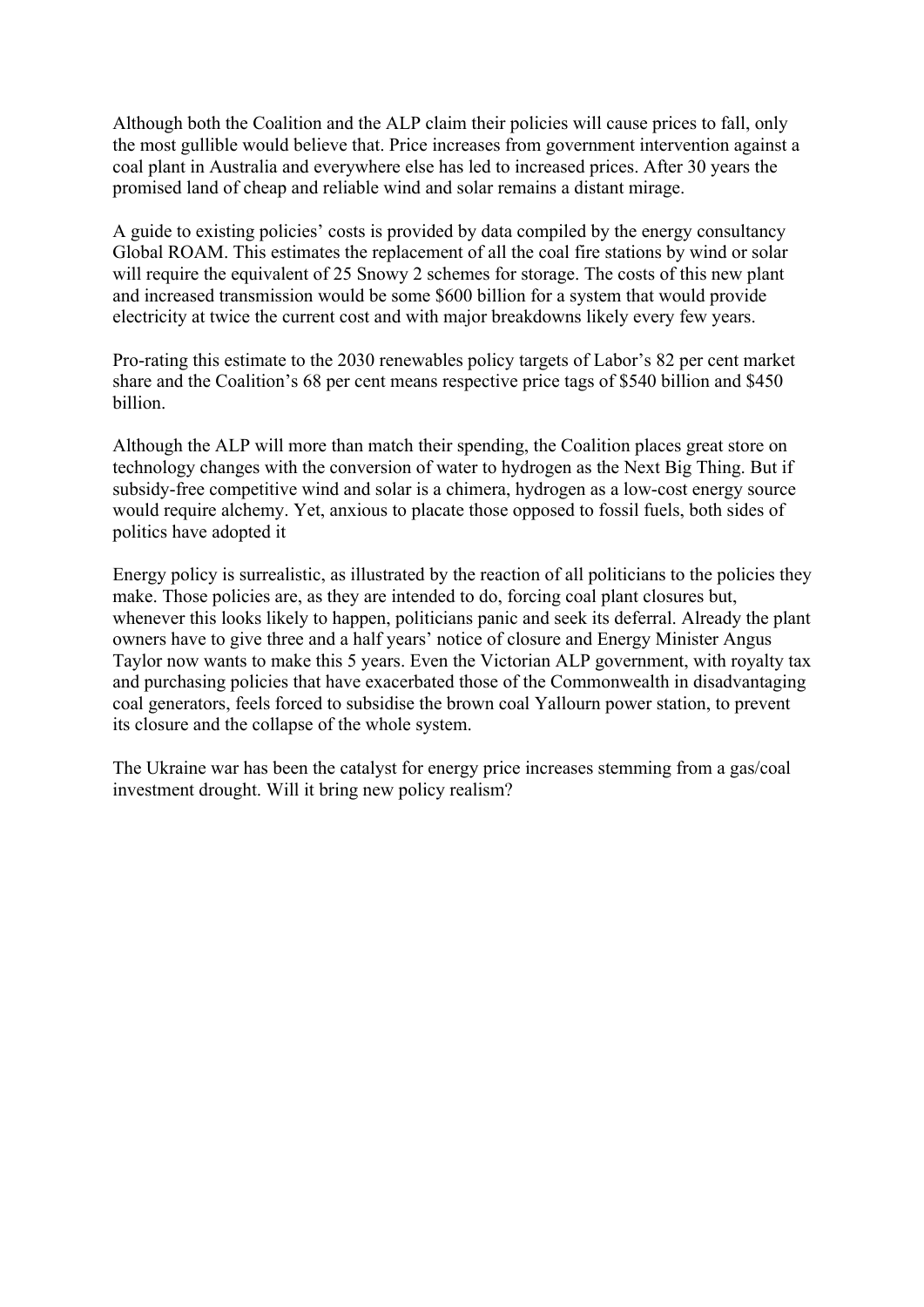Although both the Coalition and the ALP claim their policies will cause prices to fall, only the most gullible would believe that. Price increases from government intervention against a coal plant in Australia and everywhere else has led to increased prices. After 30 years the promised land of cheap and reliable wind and solar remains a distant mirage.

A guide to existing policies' costs is provided by data compiled by the energy consultancy Global ROAM. This estimates the replacement of all the coal fire stations by wind or solar will require the equivalent of 25 Snowy 2 schemes for storage. The costs of this new plant and increased transmission would be some $600 billion for a system that would provide electricity at twice the current cost and with major breakdowns likely every few years.

Pro-rating this estimate to the 2030 renewables policy targets of Labor's 82 per cent market share and the Coalition's 68 per cent means respective price tags of $540 billion and $450 billion.

Although the ALP will more than match their spending, the Coalition places great store on technology changes with the conversion of water to hydrogen as the Next Big Thing. But if subsidy-free competitive wind and solar is a chimera, hydrogen as a low-cost energy source would require alchemy. Yet, anxious to placate those opposed to fossil fuels, both sides of politics have adopted it

Energy policy is surrealistic, as illustrated by the reaction of all politicians to the policies they make. Those policies are, as they are intended to do, forcing coal plant closures but, whenever this looks likely to happen, politicians panic and seek its deferral. Already the plant owners have to give three and a half years' notice of closure and Energy Minister Angus Taylor now wants to make this 5 years. Even the Victorian ALP government, with royalty tax and purchasing policies that have exacerbated those of the Commonwealth in disadvantaging coal generators, feels forced to subsidise the brown coal Yallourn power station, to prevent its closure and the collapse of the whole system.

The Ukraine war has been the catalyst for energy price increases stemming from a gas/coal investment drought. Will it bring new policy realism?